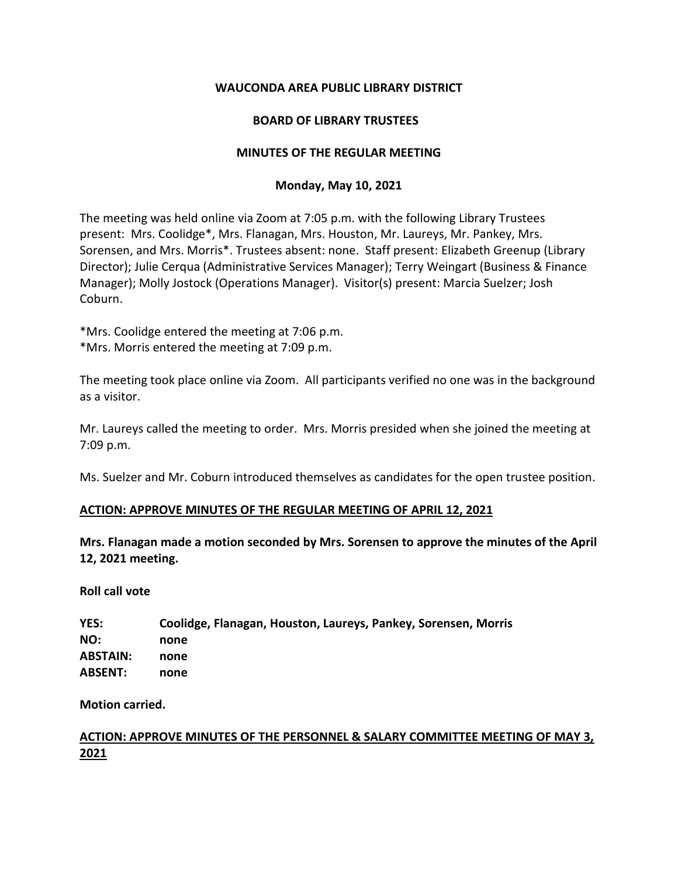**WAUCONDA AREA PUBLIC LIBRARY DISTRICT**

**BOARD OF LIBRARY TRUSTEES**

**MINUTES OF THE REGULAR MEETING**

**Monday, May 10, 2021**

The meeting was held online via Zoom at 7:05 p.m. with the following Library Trustees present: Mrs. Coolidge*, Mrs. Flanagan, Mrs. Houston, Mr. Laureys, Mr. Pankey, Mrs. Sorensen, and Mrs. Morris*. Trustees absent: none. Staff present: Elizabeth Greenup (Library Director); Julie Cerqua (Administrative Services Manager); Terry Weingart (Business & Finance Manager); Molly Jostock (Operations Manager). Visitor(s) present: Marcia Suelzer; Josh Coburn.

*Mrs. Coolidge entered the meeting at 7:06 p.m.
*Mrs. Morris entered the meeting at 7:09 p.m.

The meeting took place online via Zoom. All participants verified no one was in the background as a visitor.

Mr. Laureys called the meeting to order. Mrs. Morris presided when she joined the meeting at 7:09 p.m.

Ms. Suelzer and Mr. Coburn introduced themselves as candidates for the open trustee position.

**ACTION: APPROVE MINUTES OF THE REGULAR MEETING OF APRIL 12, 2021**

**Mrs. Flanagan made a motion seconded by Mrs. Sorensen to approve the minutes of the April 12, 2021 meeting.**

**Roll call vote**

**YES:** **Coolidge, Flanagan, Houston, Laureys, Pankey, Sorensen, Morris**
**NO:** **none**
**ABSTAIN:** **none**
**ABSENT:** **none**

**Motion carried.**

**ACTION: APPROVE MINUTES OF THE PERSONNEL & SALARY COMMITTEE MEETING OF MAY 3, 2021**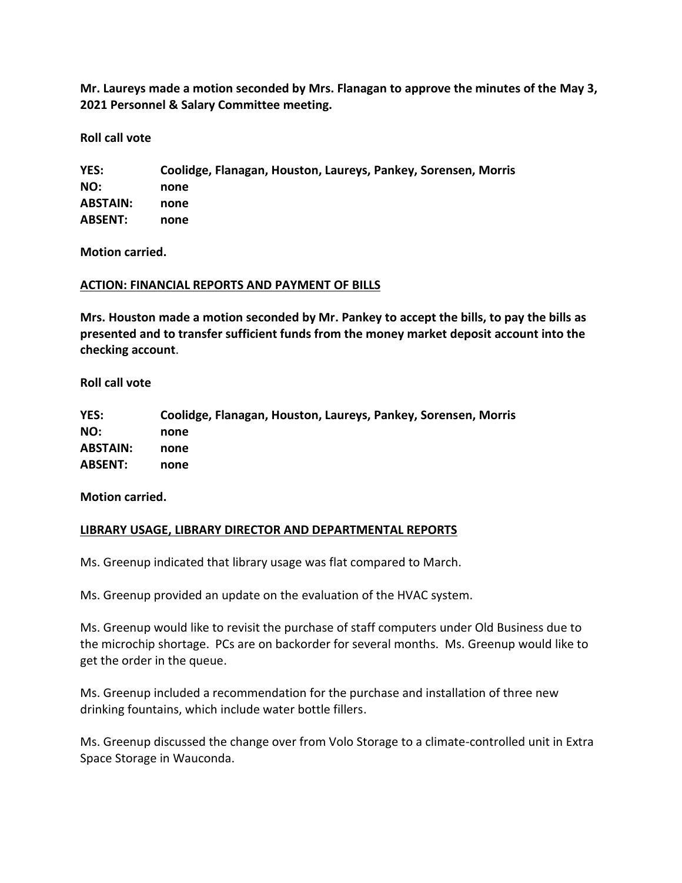**Mr. Laureys made a motion seconded by Mrs. Flanagan to approve the minutes of the May 3, 2021 Personnel & Salary Committee meeting.**

**Roll call vote**

**YES:** **Coolidge, Flanagan, Houston, Laureys, Pankey, Sorensen, Morris**
**NO:** **none**
**ABSTAIN:** **none**
**ABSENT:** **none**

**Motion carried.**

**ACTION: FINANCIAL REPORTS AND PAYMENT OF BILLS**

**Mrs. Houston made a motion seconded by Mr. Pankey to accept the bills, to pay the bills as presented and to transfer sufficient funds from the money market deposit account into the checking account**.

**Roll call vote**

**YES:** **Coolidge, Flanagan, Houston, Laureys, Pankey, Sorensen, Morris**
**NO:** **none**
**ABSTAIN:** **none**
**ABSENT:** **none**

**Motion carried.**

**LIBRARY USAGE, LIBRARY DIRECTOR AND DEPARTMENTAL REPORTS**

Ms. Greenup indicated that library usage was flat compared to March.

Ms. Greenup provided an update on the evaluation of the HVAC system.

Ms. Greenup would like to revisit the purchase of staff computers under Old Business due to the microchip shortage. PCs are on backorder for several months. Ms. Greenup would like to get the order in the queue.

Ms. Greenup included a recommendation for the purchase and installation of three new drinking fountains, which include water bottle fillers.

Ms. Greenup discussed the change over from Volo Storage to a climate-controlled unit in Extra Space Storage in Wauconda.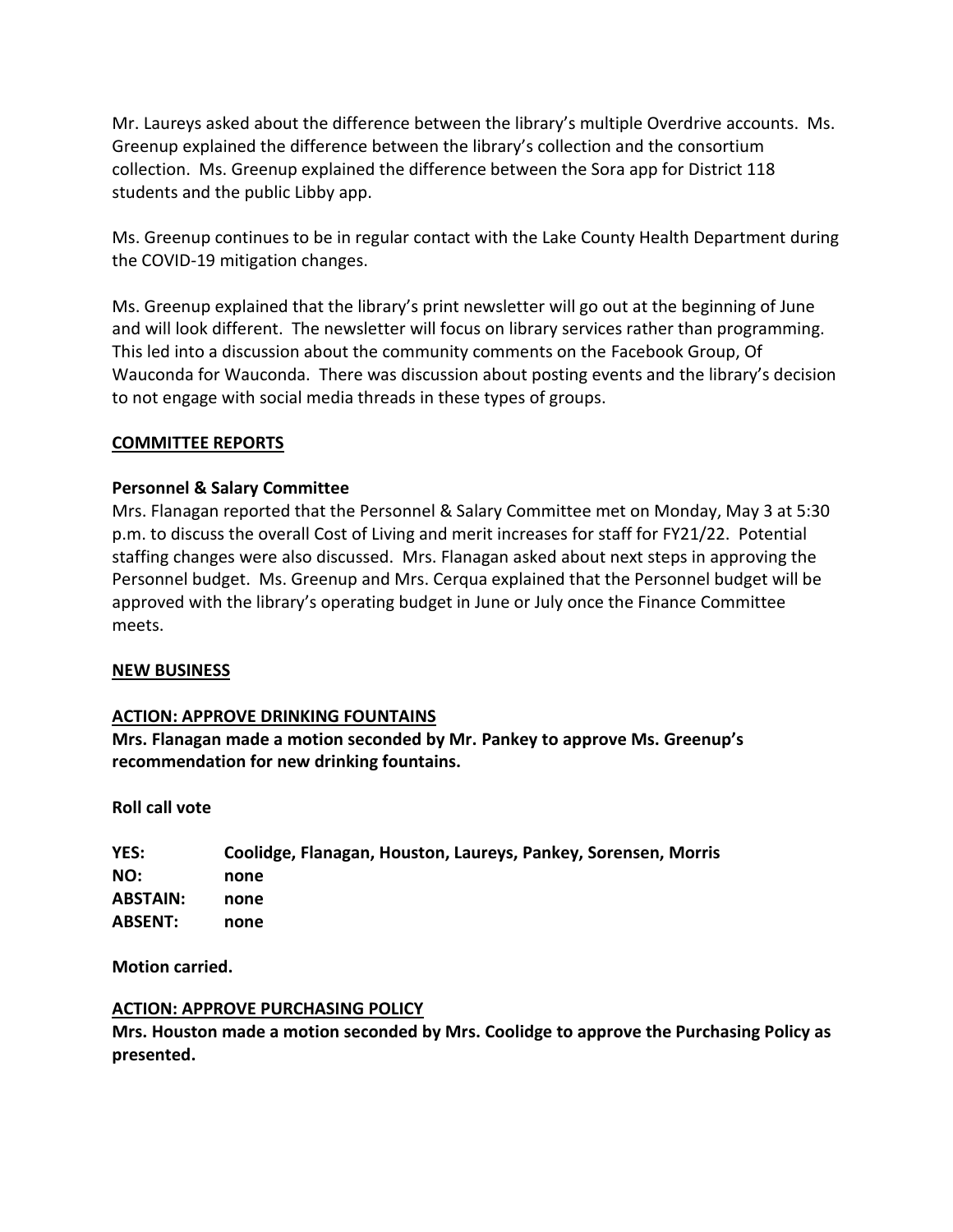Mr. Laureys asked about the difference between the library's multiple Overdrive accounts. Ms. Greenup explained the difference between the library's collection and the consortium collection. Ms. Greenup explained the difference between the Sora app for District 118 students and the public Libby app.

Ms. Greenup continues to be in regular contact with the Lake County Health Department during the COVID-19 mitigation changes.

Ms. Greenup explained that the library's print newsletter will go out at the beginning of June and will look different. The newsletter will focus on library services rather than programming. This led into a discussion about the community comments on the Facebook Group, Of Wauconda for Wauconda. There was discussion about posting events and the library's decision to not engage with social media threads in these types of groups.

## COMMITTEE REPORTS

### Personnel & Salary Committee

Mrs. Flanagan reported that the Personnel & Salary Committee met on Monday, May 3 at 5:30 p.m. to discuss the overall Cost of Living and merit increases for staff for FY21/22. Potential staffing changes were also discussed. Mrs. Flanagan asked about next steps in approving the Personnel budget. Ms. Greenup and Mrs. Cerqua explained that the Personnel budget will be approved with the library's operating budget in June or July once the Finance Committee meets.

## NEW BUSINESS

### ACTION: APPROVE DRINKING FOUNTAINS

**Mrs. Flanagan made a motion seconded by Mr. Pankey to approve Ms. Greenup's recommendation for new drinking fountains.**

**Roll call vote**

**YES:** **Coolidge, Flanagan, Houston, Laureys, Pankey, Sorensen, Morris**
**NO:** **none**
**ABSTAIN:** **none**
**ABSENT:** **none**

**Motion carried.**

### ACTION: APPROVE PURCHASING POLICY

**Mrs. Houston made a motion seconded by Mrs. Coolidge to approve the Purchasing Policy as presented.**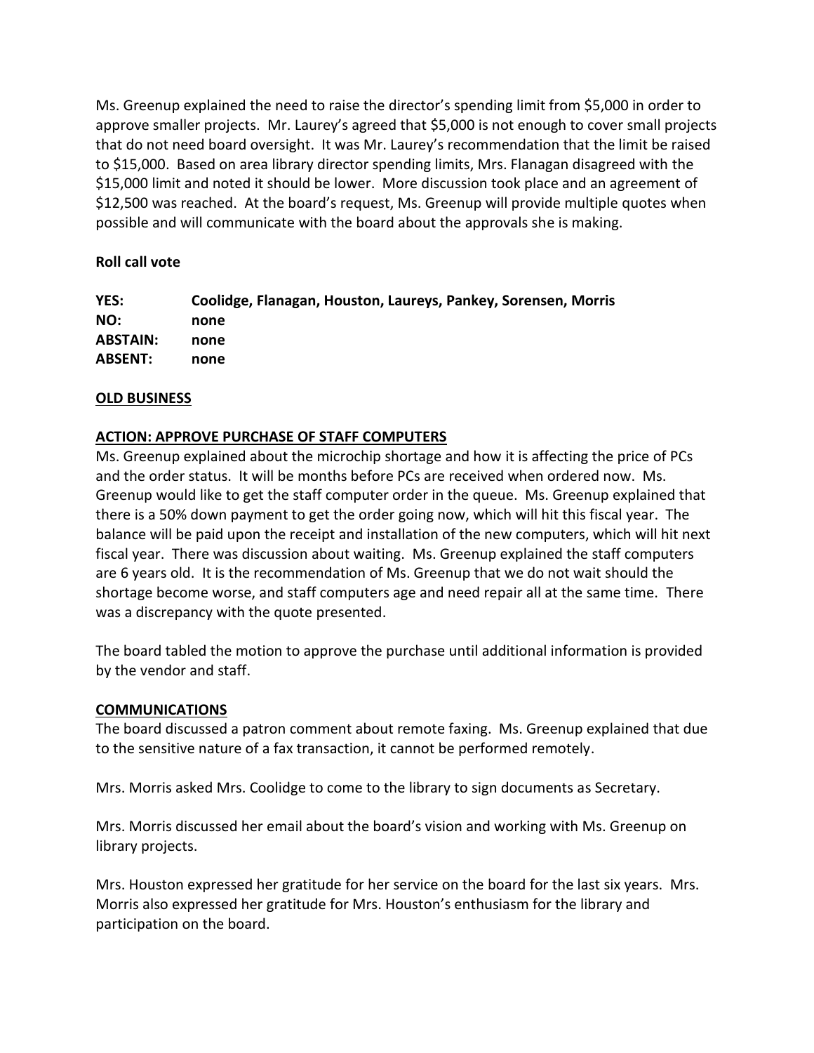Ms. Greenup explained the need to raise the director's spending limit from $5,000 in order to approve smaller projects. Mr. Laurey's agreed that $5,000 is not enough to cover small projects that do not need board oversight. It was Mr. Laurey's recommendation that the limit be raised to $15,000. Based on area library director spending limits, Mrs. Flanagan disagreed with the $15,000 limit and noted it should be lower. More discussion took place and an agreement of $12,500 was reached. At the board's request, Ms. Greenup will provide multiple quotes when possible and will communicate with the board about the approvals she is making.

**Roll call vote**

| | |
|---|---|
| **YES:** | **Coolidge, Flanagan, Houston, Laureys, Pankey, Sorensen, Morris** |
| **NO:** | **none** |
| **ABSTAIN:** | **none** |
| **ABSENT:** | **none** |

**OLD BUSINESS**

**ACTION: APPROVE PURCHASE OF STAFF COMPUTERS**

Ms. Greenup explained about the microchip shortage and how it is affecting the price of PCs and the order status. It will be months before PCs are received when ordered now. Ms. Greenup would like to get the staff computer order in the queue. Ms. Greenup explained that there is a 50% down payment to get the order going now, which will hit this fiscal year. The balance will be paid upon the receipt and installation of the new computers, which will hit next fiscal year. There was discussion about waiting. Ms. Greenup explained the staff computers are 6 years old. It is the recommendation of Ms. Greenup that we do not wait should the shortage become worse, and staff computers age and need repair all at the same time. There was a discrepancy with the quote presented.

The board tabled the motion to approve the purchase until additional information is provided by the vendor and staff.

**COMMUNICATIONS**

The board discussed a patron comment about remote faxing. Ms. Greenup explained that due to the sensitive nature of a fax transaction, it cannot be performed remotely.

Mrs. Morris asked Mrs. Coolidge to come to the library to sign documents as Secretary.

Mrs. Morris discussed her email about the board's vision and working with Ms. Greenup on library projects.

Mrs. Houston expressed her gratitude for her service on the board for the last six years. Mrs. Morris also expressed her gratitude for Mrs. Houston's enthusiasm for the library and participation on the board.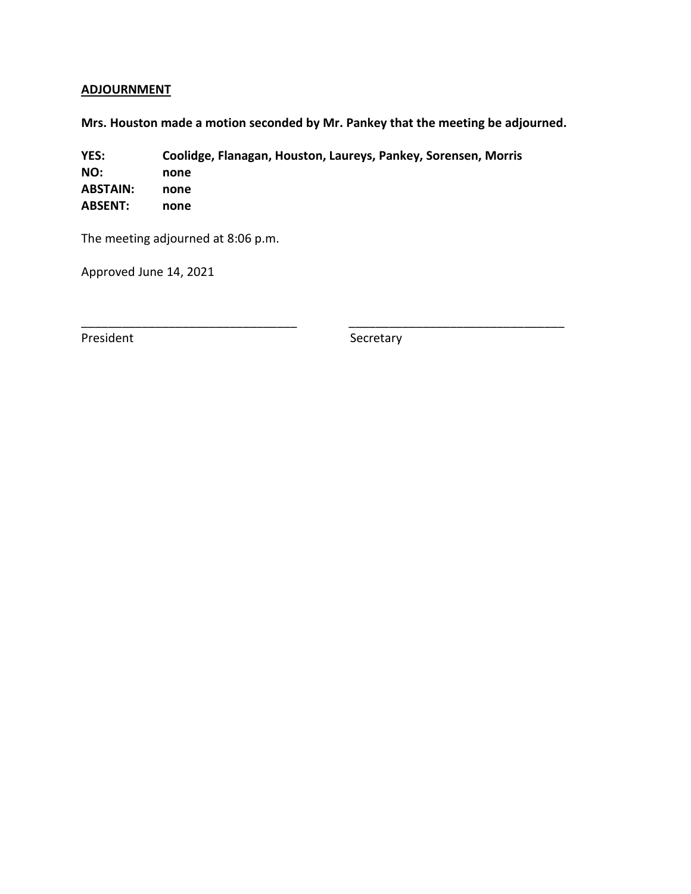**<u>ADJOURNMENT</u>**

**Mrs. Houston made a motion seconded by Mr. Pankey that the meeting be adjourned.**

| | |
|---|---|
| **YES:** | **Coolidge, Flanagan, Houston, Laureys, Pankey, Sorensen, Morris** |
| **NO:** | **none** |
| **ABSTAIN:** | **none** |
| **ABSENT:** | **none** |

The meeting adjourned at 8:06 p.m.

Approved June 14, 2021

\_\_\_\_\_\_\_\_\_\_\_\_\_\_\_\_\_\_\_\_\_\_\_\_\_\_\_\_\_\_\_\_\_\_ \_\_\_\_\_\_\_\_\_\_\_\_\_\_\_\_\_\_\_\_\_\_\_\_\_\_\_\_\_\_\_\_\_\_

President Secretary